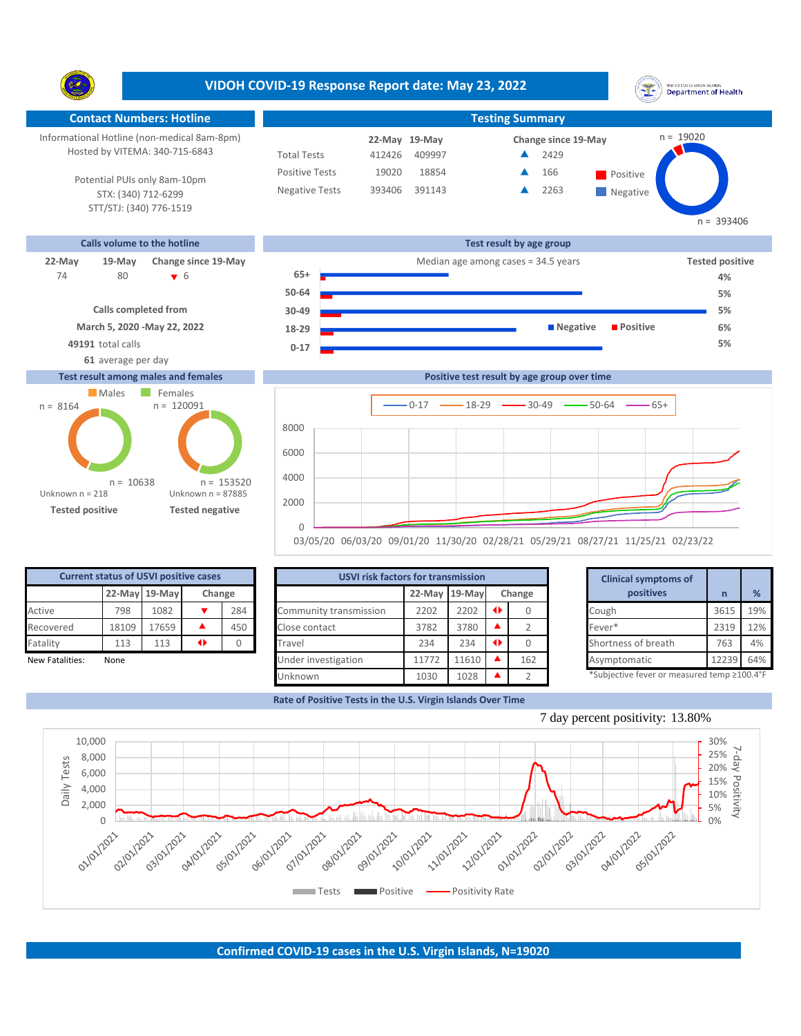# VIDOH COVID-19 Response Report date: May 23, 2022

United States Virgin Islands Department of Health

## Contact Numbers: Hotline

Informational Hotline (non-medical 8am-8pm)
Hosted by VITEMA: 340-715-6843

Potential PUIs only 8am-10pm
STX: (340) 712-6299
STT/STJ: (340) 776-1519

## Testing Summary

| | 22-May | 19-May | Change since 19-May |
|---|---|---|---|
| Total Tests | 412426 | 409997 | ▲ 2429 |
| Positive Tests | 19020 | 18854 | ▲ 166 |
| Negative Tests | 393406 | 391143 | ▲ 2263 |

n = 19020
Positive
Negative
n = 393406

## Calls volume to the hotline

| 22-May | 19-May | Change since 19-May |
|---|---|---|
| 74 | 80 | ▼ 6 |

**Calls completed from**
**March 5, 2020 -May 22, 2022**
**49191** total calls
**61** average per day

## Test result by age group

Median age among cases = 34.5 years

Tested positive
65+ 4%
50-64 5%
30-49 5%
18-29 6%
0-17 5%

Negative Positive

## Test result among males and females

Males Females
n = 8164
n = 120091
n = 10638
n = 153520
Unknown n = 218
Unknown n = 87885
**Tested positive**
**Tested negative**

## Positive test result by age group over time

0-17 18-29 30-49 50-64 65+

8000
6000
4000
2000
0
03/05/20 06/03/20 09/01/20 11/30/20 02/28/21 05/29/21 08/27/21 11/25/21 02/23/22

## Current status of USVI positive cases

| | 22-May | 19-May | Change | |
|---|---|---|---|---|
| Active | 798 | 1082 | ▼ | 284 |
| Recovered | 18109 | 17659 | ▲ | 450 |
| Fatality | 113 | 113 | ◄► | 0 |

New Fatalities: None

## USVI risk factors for transmission

| | 22-May | 19-May | Change | |
|---|---|---|---|---|
| Community transmission | 2202 | 2202 | ◄► | 0 |
| Close contact | 3782 | 3780 | ▲ | 2 |
| Travel | 234 | 234 | ◄► | 0 |
| Under investigation | 11772 | 11610 | ▲ | 162 |
| Unknown | 1030 | 1028 | ▲ | 2 |

## Clinical symptoms of positives

| | n | % |
|---|---|---|
| Cough | 3615 | 19% |
| Fever* | 2319 | 12% |
| Shortness of breath | 763 | 4% |
| Asymptomatic | 12239 | 64% |

*Subjective fever or measured temp ≥100.4°F

## Rate of Positive Tests in the U.S. Virgin Islands Over Time

7 day percent positivity: 13.80%

Daily Tests
10,000
8,000
6,000
4,000
2,000
0

7-day Positivity
30%
25%
20%
15%
10%
5%
0%

01/01/2021 02/01/2021 03/01/2021 04/01/2021 05/01/2021 06/01/2021 07/01/2021 08/01/2021 09/01/2021 10/01/2021 11/01/2021 12/01/2021 01/01/2022 02/01/2022 03/01/2022 04/01/2022 05/01/2022

Tests Positive Positivity Rate

**Confirmed COVID-19 cases in the U.S. Virgin Islands, N=19020**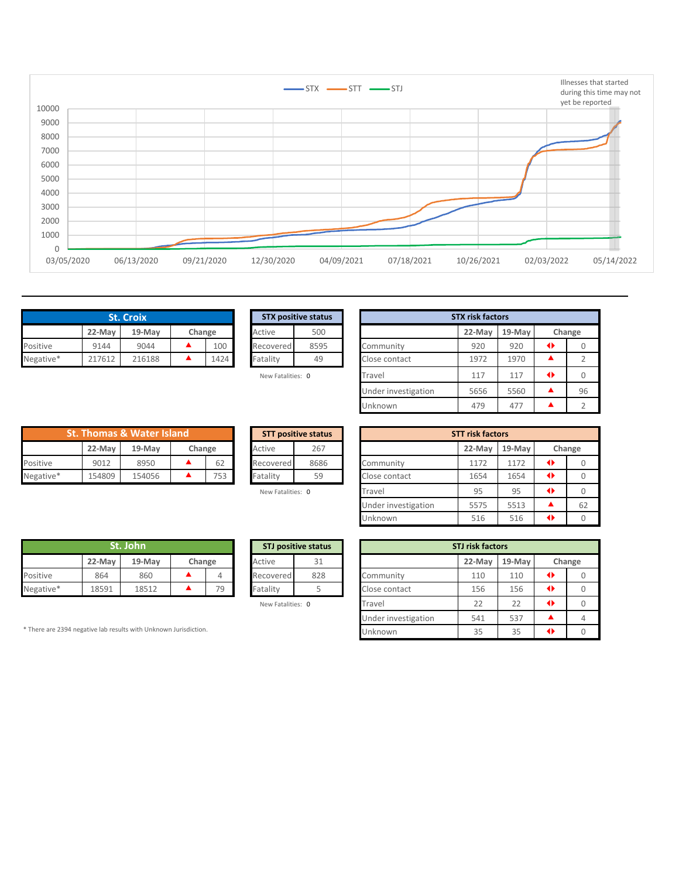STX STT STJ

Illnesses that started during this time may not yet be reported

10000
9000
8000
7000
6000
5000
4000
3000
2000
1000
0

03/05/2020 06/13/2020 09/21/2020 12/30/2020 04/09/2021 07/18/2021 10/26/2021 02/03/2022 05/14/2022

| St. Croix | 22-May | 19-May | Change | |
|---|---|---|---|---|
| Positive | 9144 | 9044 | ▲ | 100 |
| Negative* | 217612 | 216188 | ▲ | 1424 |

| STX positive status | |
|---|---|
| Active | 500 |
| Recovered | 8595 |
| Fatality | 49 |

New Fatalities: 0

| STX risk factors | 22-May | 19-May | Change | |
|---|---|---|---|---|
| Community | 920 | 920 | ◀▶ | 0 |
| Close contact | 1972 | 1970 | ▲ | 2 |
| Travel | 117 | 117 | ◀▶ | 0 |
| Under investigation | 5656 | 5560 | ▲ | 96 |
| Unknown | 479 | 477 | ▲ | 2 |

| St. Thomas & Water Island | 22-May | 19-May | Change | |
|---|---|---|---|---|
| Positive | 9012 | 8950 | ▲ | 62 |
| Negative* | 154809 | 154056 | ▲ | 753 |

| STT positive status | |
|---|---|
| Active | 267 |
| Recovered | 8686 |
| Fatality | 59 |

New Fatalities: 0

| STT risk factors | 22-May | 19-May | Change | |
|---|---|---|---|---|
| Community | 1172 | 1172 | ◀▶ | 0 |
| Close contact | 1654 | 1654 | ◀▶ | 0 |
| Travel | 95 | 95 | ◀▶ | 0 |
| Under investigation | 5575 | 5513 | ▲ | 62 |
| Unknown | 516 | 516 | ◀▶ | 0 |

| St. John | 22-May | 19-May | Change | |
|---|---|---|---|---|
| Positive | 864 | 860 | ▲ | 4 |
| Negative* | 18591 | 18512 | ▲ | 79 |

| STJ positive status | |
|---|---|
| Active | 31 |
| Recovered | 828 |
| Fatality | 5 |

New Fatalities: 0

| STJ risk factors | 22-May | 19-May | Change | |
|---|---|---|---|---|
| Community | 110 | 110 | ◀▶ | 0 |
| Close contact | 156 | 156 | ◀▶ | 0 |
| Travel | 22 | 22 | ◀▶ | 0 |
| Under investigation | 541 | 537 | ▲ | 4 |
| Unknown | 35 | 35 | ◀▶ | 0 |

* There are 2394 negative lab results with Unknown Jurisdiction.